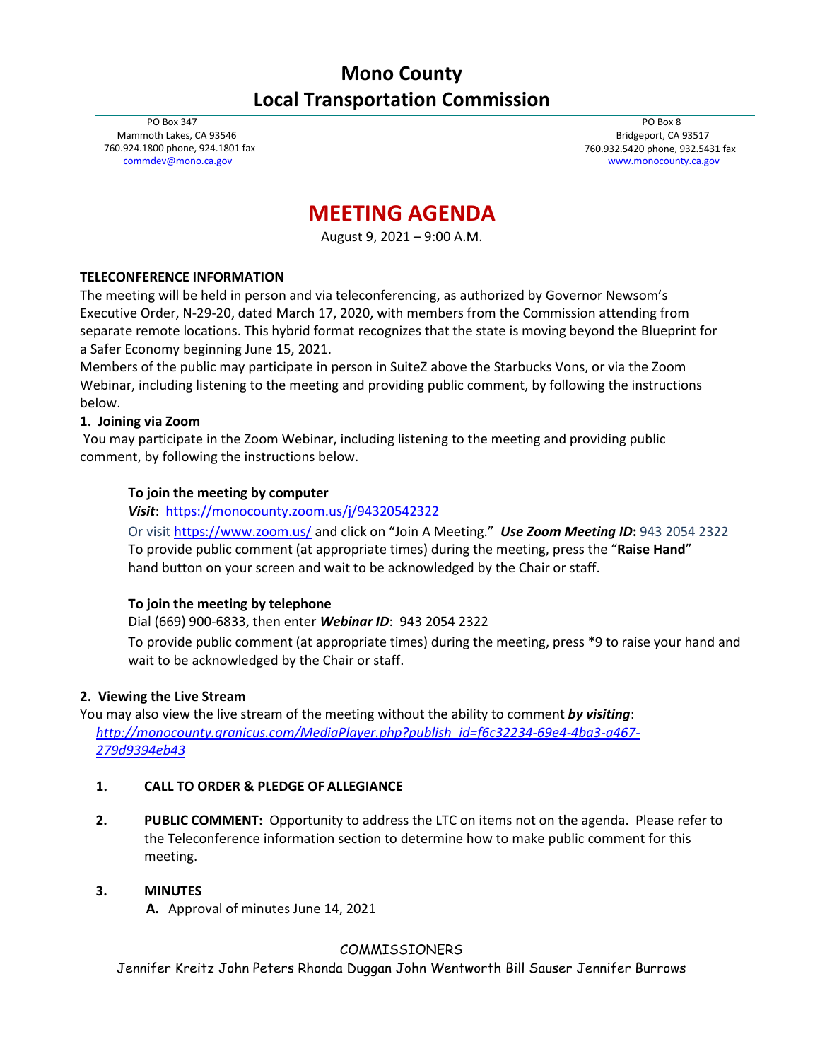# Mono County
# Local Transportation Commission

PO Box 347
Mammoth Lakes, CA 93546
760.924.1800 phone, 924.1801 fax
commdev@mono.ca.gov

PO Box 8
Bridgeport, CA 93517
760.932.5420 phone, 932.5431 fax
www.monocounty.ca.gov

## MEETING AGENDA

August 9, 2021 – 9:00 A.M.

**TELECONFERENCE INFORMATION**

The meeting will be held in person and via teleconferencing, as authorized by Governor Newsom's Executive Order, N-29-20, dated March 17, 2020, with members from the Commission attending from separate remote locations. This hybrid format recognizes that the state is moving beyond the Blueprint for a Safer Economy beginning June 15, 2021.

Members of the public may participate in person in SuiteZ above the Starbucks Vons, or via the Zoom Webinar, including listening to the meeting and providing public comment, by following the instructions below.

**1. Joining via Zoom**

You may participate in the Zoom Webinar, including listening to the meeting and providing public comment, by following the instructions below.

**To join the meeting by computer**

***Visit***: https://monocounty.zoom.us/j/94320542322

Or visit https://www.zoom.us/ and click on "Join A Meeting." ***Use Zoom Meeting ID*:** 943 2054 2322

To provide public comment (at appropriate times) during the meeting, press the "**Raise Hand**" hand button on your screen and wait to be acknowledged by the Chair or staff.

**To join the meeting by telephone**

Dial (669) 900-6833, then enter ***Webinar ID***: 943 2054 2322

To provide public comment (at appropriate times) during the meeting, press *9 to raise your hand and wait to be acknowledged by the Chair or staff.

**2. Viewing the Live Stream**

You may also view the live stream of the meeting without the ability to comment ***by visiting***:
*http://monocounty.granicus.com/MediaPlayer.php?publish_id=f6c32234-69e4-4ba3-a467-279d9394eb43*

1. **CALL TO ORDER & PLEDGE OF ALLEGIANCE**

2. **PUBLIC COMMENT:** Opportunity to address the LTC on items not on the agenda. Please refer to the Teleconference information section to determine how to make public comment for this meeting.

3. **MINUTES**
   **A.** Approval of minutes June 14, 2021

COMMISSIONERS

Jennifer Kreitz John Peters Rhonda Duggan John Wentworth Bill Sauser Jennifer Burrows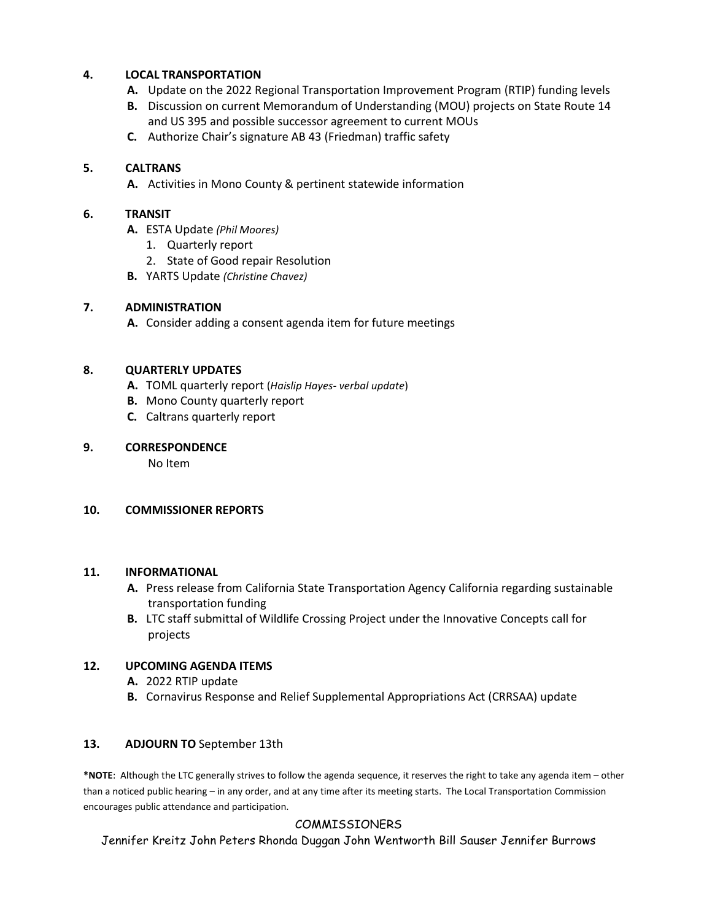**4. LOCAL TRANSPORTATION**

- **A.** Update on the 2022 Regional Transportation Improvement Program (RTIP) funding levels
- **B.** Discussion on current Memorandum of Understanding (MOU) projects on State Route 14 and US 395 and possible successor agreement to current MOUs
- **C.** Authorize Chair's signature AB 43 (Friedman) traffic safety

**5. CALTRANS**

- **A.** Activities in Mono County & pertinent statewide information

**6. TRANSIT**

- **A.** ESTA Update *(Phil Moores)*
  1. Quarterly report
  2. State of Good repair Resolution
- **B.** YARTS Update *(Christine Chavez)*

**7. ADMINISTRATION**

- **A.** Consider adding a consent agenda item for future meetings

**8. QUARTERLY UPDATES**

- **A.** TOML quarterly report (*Haislip Hayes- verbal update*)
- **B.** Mono County quarterly report
- **C.** Caltrans quarterly report

**9. CORRESPONDENCE**

No Item

**10. COMMISSIONER REPORTS**

**11. INFORMATIONAL**

- **A.** Press release from California State Transportation Agency California regarding sustainable transportation funding
- **B.** LTC staff submittal of Wildlife Crossing Project under the Innovative Concepts call for projects

**12. UPCOMING AGENDA ITEMS**

- **A.** 2022 RTIP update
- **B.** Cornavirus Response and Relief Supplemental Appropriations Act (CRRSAA) update

**13. ADJOURN TO** September 13th

***NOTE**: Although the LTC generally strives to follow the agenda sequence, it reserves the right to take any agenda item – other than a noticed public hearing – in any order, and at any time after its meeting starts. The Local Transportation Commission encourages public attendance and participation.

COMMISSIONERS

Jennifer Kreitz John Peters Rhonda Duggan John Wentworth Bill Sauser Jennifer Burrows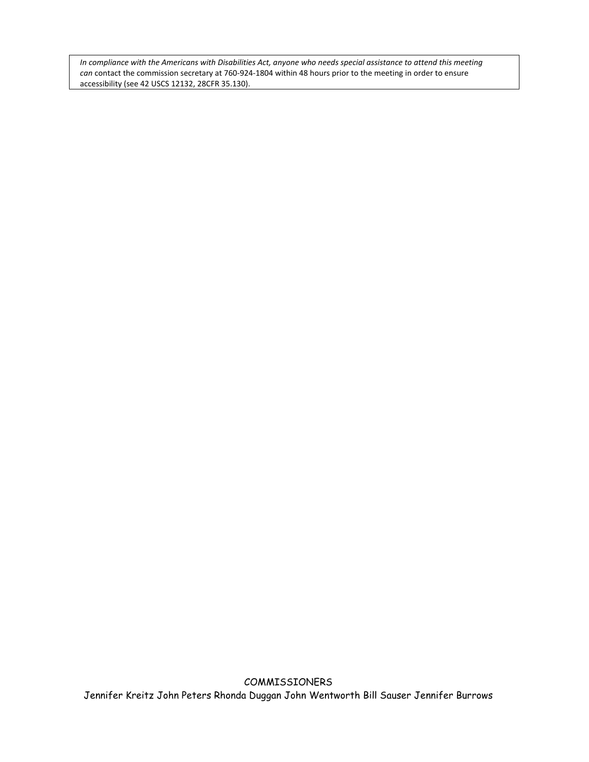*In compliance with the Americans with Disabilities Act, anyone who needs special assistance to attend this meeting can* contact the commission secretary at 760-924-1804 within 48 hours prior to the meeting in order to ensure accessibility (see 42 USCS 12132, 28CFR 35.130).

COMMISSIONERS

Jennifer Kreitz John Peters Rhonda Duggan John Wentworth Bill Sauser Jennifer Burrows